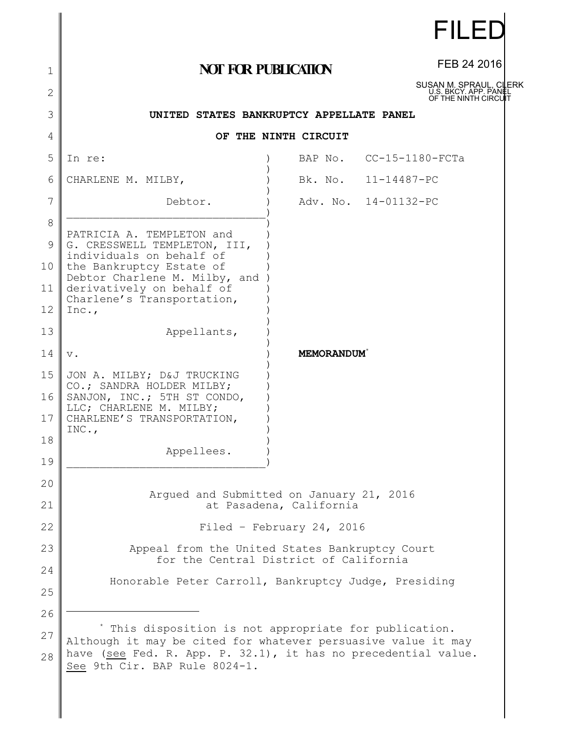FILED

FEB 24 2016

SUSAN M. SPRAUL, CLERK
U.S. BKCY. APP. PANEL
OF THE NINTH CIRCUIT

**NOT FOR PUBLICATION**

**UNITED STATES BANKRUPTCY APPELLATE PANEL**

**OF THE NINTH CIRCUIT**

| | | |
|---|---|---|
| In re: | ) | BAP No. CC-15-1180-FCTa |
| CHARLENE M. MILBY, | ) | Bk. No. 11-14487-PC |
| Debtor. | ) | Adv. No. 14-01132-PC |
| PATRICIA A. TEMPLETON and G. CRESSWELL TEMPLETON, III, individuals on behalf of the Bankruptcy Estate of Debtor Charlene M. Milby, and derivatively on behalf of Charlene's Transportation, Inc., | ) | |
| Appellants, | ) | |
| v. | ) | **MEMORANDUM**[*] |
| JON A. MILBY; D&J TRUCKING CO.; SANDRA HOLDER MILBY; SANJON, INC.; 5TH ST CONDO, LLC; CHARLENE M. MILBY; CHARLENE'S TRANSPORTATION, INC., | ) | |
| Appellees. | ) | |

Argued and Submitted on January 21, 2016
at Pasadena, California

Filed – February 24, 2016

Appeal from the United States Bankruptcy Court
for the Central District of California

Honorable Peter Carroll, Bankruptcy Judge, Presiding

---

[*] This disposition is not appropriate for publication. Although it may be cited for whatever persuasive value it may have (see Fed. R. App. P. 32.1), it has no precedential value. See 9th Cir. BAP Rule 8024-1.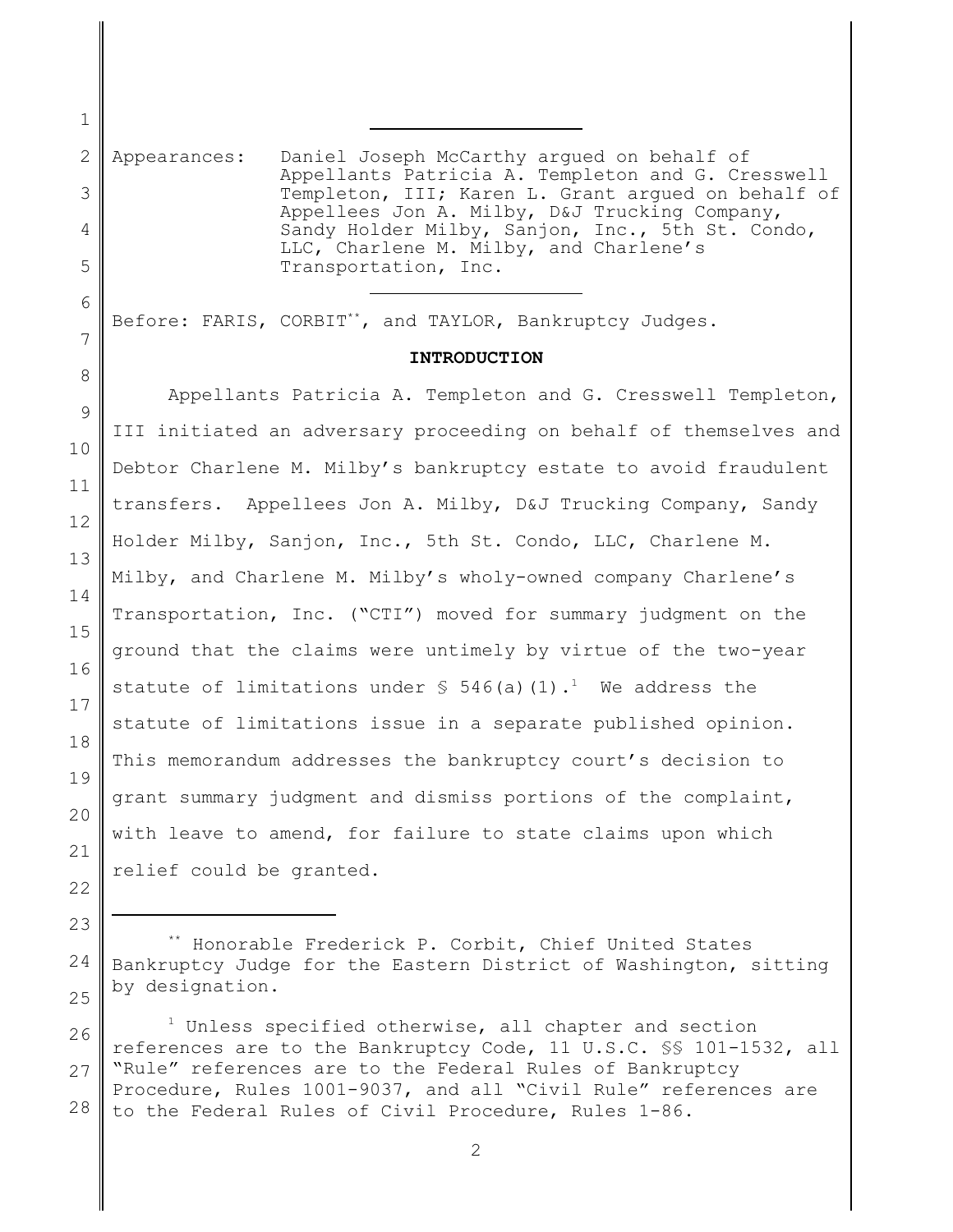Appearances: Daniel Joseph McCarthy argued on behalf of Appellants Patricia A. Templeton and G. Cresswell Templeton, III; Karen L. Grant argued on behalf of Appellees Jon A. Milby, D&J Trucking Company, Sandy Holder Milby, Sanjon, Inc., 5th St. Condo, LLC, Charlene M. Milby, and Charlene's Transportation, Inc.

---

Before: FARIS, CORBIT[**], and TAYLOR, Bankruptcy Judges.

## INTRODUCTION

Appellants Patricia A. Templeton and G. Cresswell Templeton, III initiated an adversary proceeding on behalf of themselves and Debtor Charlene M. Milby's bankruptcy estate to avoid fraudulent transfers. Appellees Jon A. Milby, D&J Trucking Company, Sandy Holder Milby, Sanjon, Inc., 5th St. Condo, LLC, Charlene M. Milby, and Charlene M. Milby's wholy-owned company Charlene's Transportation, Inc. ("CTI") moved for summary judgment on the ground that the claims were untimely by virtue of the two-year statute of limitations under § 546(a)(1).[1] We address the statute of limitations issue in a separate published opinion. This memorandum addresses the bankruptcy court's decision to grant summary judgment and dismiss portions of the complaint, with leave to amend, for failure to state claims upon which relief could be granted.

---

[**] Honorable Frederick P. Corbit, Chief United States Bankruptcy Judge for the Eastern District of Washington, sitting by designation.

[1] Unless specified otherwise, all chapter and section references are to the Bankruptcy Code, 11 U.S.C. §§ 101-1532, all "Rule" references are to the Federal Rules of Bankruptcy Procedure, Rules 1001-9037, and all "Civil Rule" references are to the Federal Rules of Civil Procedure, Rules 1-86.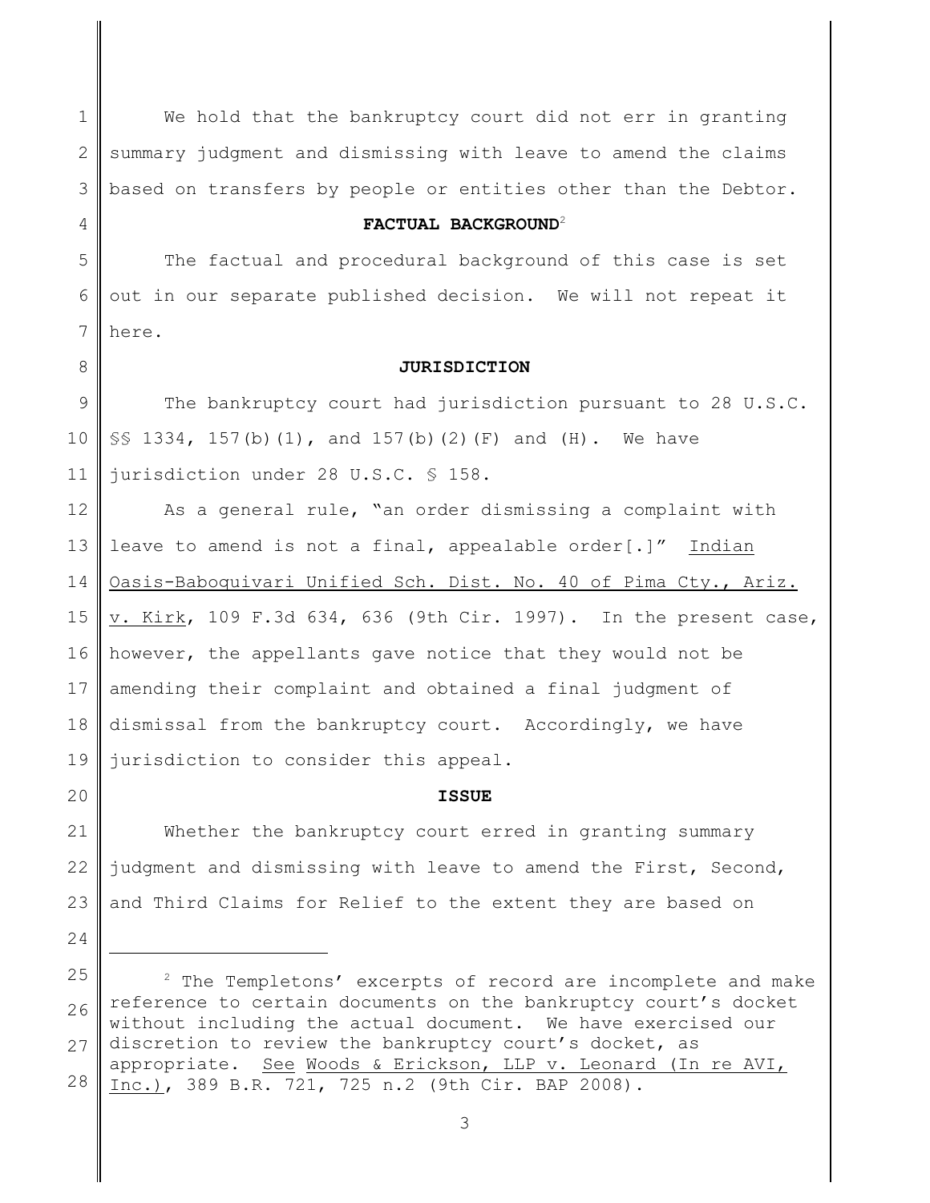We hold that the bankruptcy court did not err in granting summary judgment and dismissing with leave to amend the claims based on transfers by people or entities other than the Debtor.

## FACTUAL BACKGROUND[2]

The factual and procedural background of this case is set out in our separate published decision. We will not repeat it here.

## JURISDICTION

The bankruptcy court had jurisdiction pursuant to 28 U.S.C. §§ 1334, 157(b)(1), and 157(b)(2)(F) and (H). We have jurisdiction under 28 U.S.C. § 158.

As a general rule, "an order dismissing a complaint with leave to amend is not a final, appealable order[.]" Indian Oasis-Baboquivari Unified Sch. Dist. No. 40 of Pima Cty., Ariz. v. Kirk, 109 F.3d 634, 636 (9th Cir. 1997). In the present case, however, the appellants gave notice that they would not be amending their complaint and obtained a final judgment of dismissal from the bankruptcy court. Accordingly, we have jurisdiction to consider this appeal.

## ISSUE

Whether the bankruptcy court erred in granting summary judgment and dismissing with leave to amend the First, Second, and Third Claims for Relief to the extent they are based on

---

[2] The Templetons' excerpts of record are incomplete and make reference to certain documents on the bankruptcy court's docket without including the actual document. We have exercised our discretion to review the bankruptcy court's docket, as appropriate. See Woods & Erickson, LLP v. Leonard (In re AVI, Inc.), 389 B.R. 721, 725 n.2 (9th Cir. BAP 2008).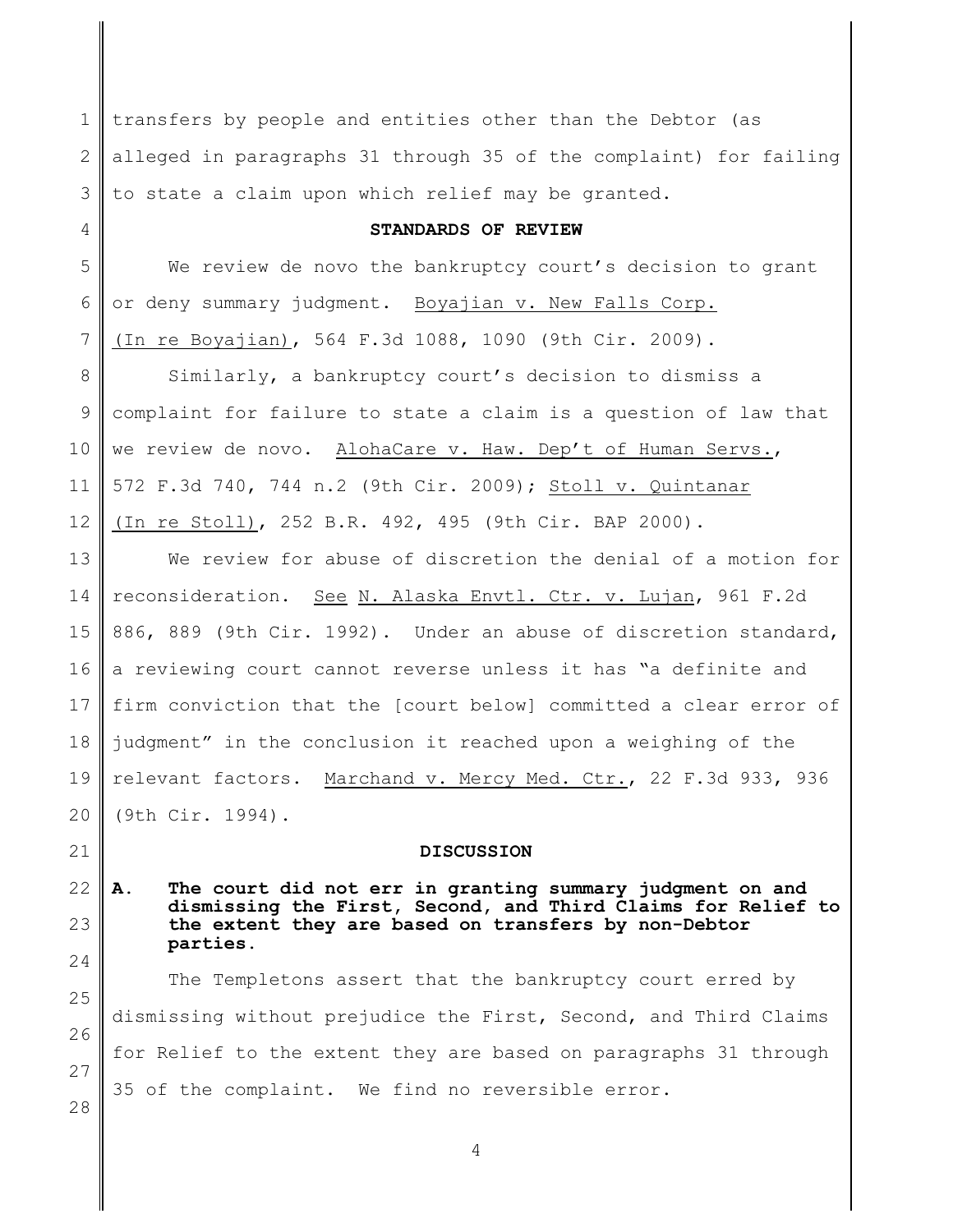transfers by people and entities other than the Debtor (as alleged in paragraphs 31 through 35 of the complaint) for failing to state a claim upon which relief may be granted.

**STANDARDS OF REVIEW**

We review de novo the bankruptcy court's decision to grant or deny summary judgment. Boyajian v. New Falls Corp. (In re Boyajian), 564 F.3d 1088, 1090 (9th Cir. 2009).

Similarly, a bankruptcy court's decision to dismiss a complaint for failure to state a claim is a question of law that we review de novo. AlohaCare v. Haw. Dep't of Human Servs., 572 F.3d 740, 744 n.2 (9th Cir. 2009); Stoll v. Quintanar (In re Stoll), 252 B.R. 492, 495 (9th Cir. BAP 2000).

We review for abuse of discretion the denial of a motion for reconsideration. See N. Alaska Envtl. Ctr. v. Lujan, 961 F.2d 886, 889 (9th Cir. 1992). Under an abuse of discretion standard, a reviewing court cannot reverse unless it has "a definite and firm conviction that the [court below] committed a clear error of judgment" in the conclusion it reached upon a weighing of the relevant factors. Marchand v. Mercy Med. Ctr., 22 F.3d 933, 936 (9th Cir. 1994).

**DISCUSSION**

**A. The court did not err in granting summary judgment on and dismissing the First, Second, and Third Claims for Relief to the extent they are based on transfers by non-Debtor parties.**

The Templetons assert that the bankruptcy court erred by dismissing without prejudice the First, Second, and Third Claims for Relief to the extent they are based on paragraphs 31 through 35 of the complaint. We find no reversible error.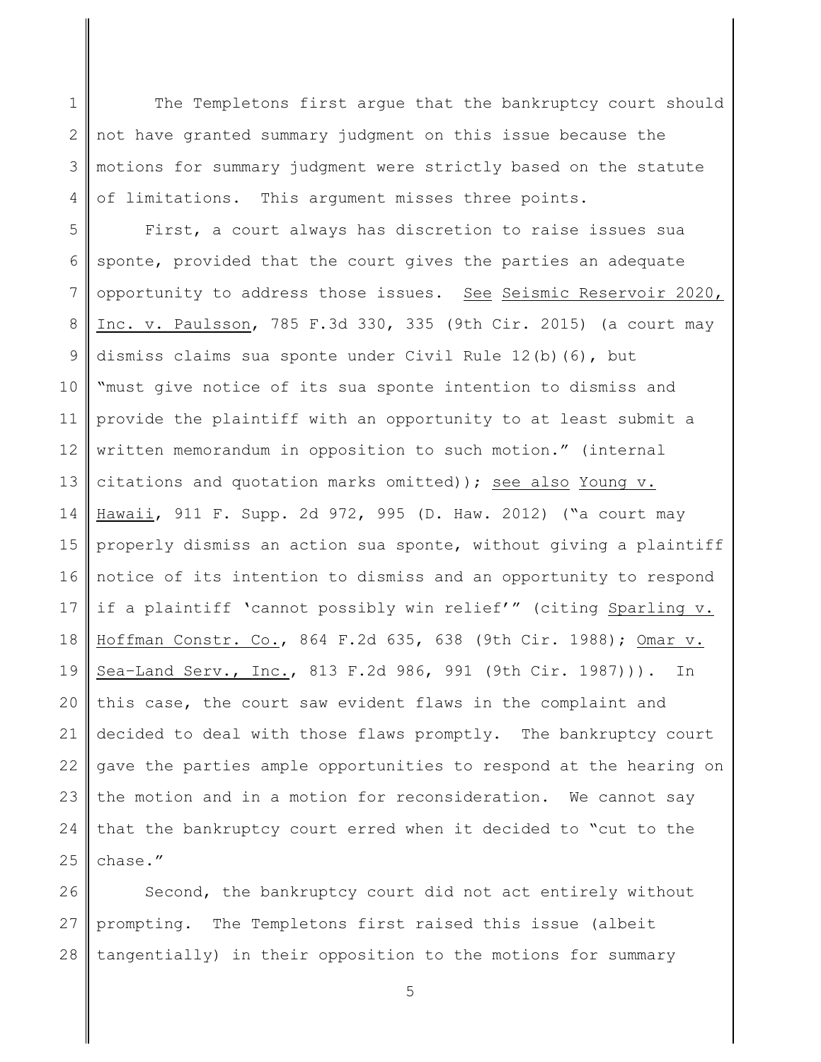The Templetons first argue that the bankruptcy court should not have granted summary judgment on this issue because the motions for summary judgment were strictly based on the statute of limitations. This argument misses three points.

First, a court always has discretion to raise issues sua sponte, provided that the court gives the parties an adequate opportunity to address those issues. See Seismic Reservoir 2020, Inc. v. Paulsson, 785 F.3d 330, 335 (9th Cir. 2015) (a court may dismiss claims sua sponte under Civil Rule 12(b)(6), but "must give notice of its sua sponte intention to dismiss and provide the plaintiff with an opportunity to at least submit a written memorandum in opposition to such motion." (internal citations and quotation marks omitted)); see also Young v. Hawaii, 911 F. Supp. 2d 972, 995 (D. Haw. 2012) ("a court may properly dismiss an action sua sponte, without giving a plaintiff notice of its intention to dismiss and an opportunity to respond if a plaintiff 'cannot possibly win relief'" (citing Sparling v. Hoffman Constr. Co., 864 F.2d 635, 638 (9th Cir. 1988); Omar v. Sea-Land Serv., Inc., 813 F.2d 986, 991 (9th Cir. 1987))). In this case, the court saw evident flaws in the complaint and decided to deal with those flaws promptly. The bankruptcy court gave the parties ample opportunities to respond at the hearing on the motion and in a motion for reconsideration. We cannot say that the bankruptcy court erred when it decided to "cut to the chase."

Second, the bankruptcy court did not act entirely without prompting. The Templetons first raised this issue (albeit tangentially) in their opposition to the motions for summary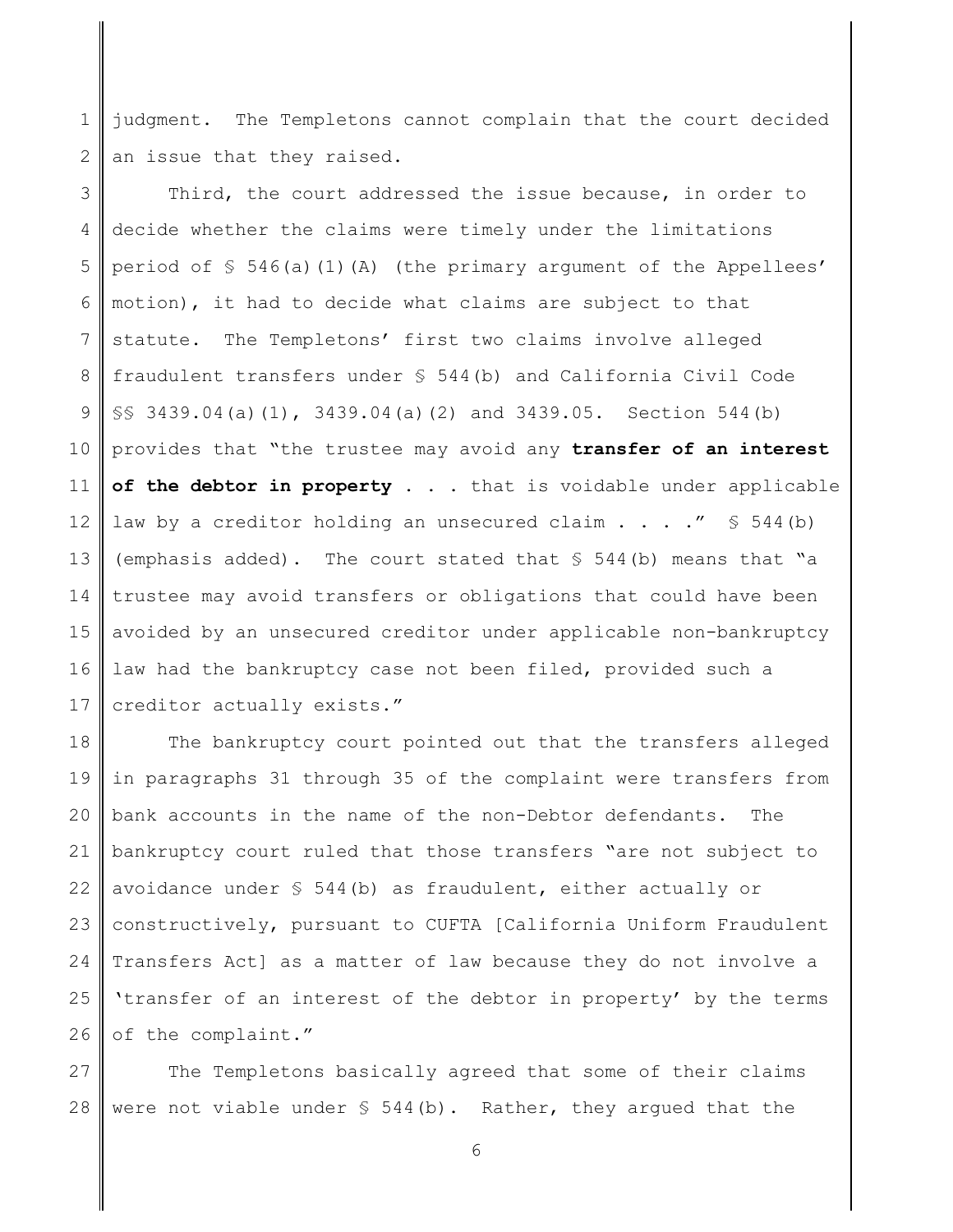judgment. The Templetons cannot complain that the court decided an issue that they raised.

Third, the court addressed the issue because, in order to decide whether the claims were timely under the limitations period of § 546(a)(1)(A) (the primary argument of the Appellees' motion), it had to decide what claims are subject to that statute. The Templetons' first two claims involve alleged fraudulent transfers under § 544(b) and California Civil Code §§ 3439.04(a)(1), 3439.04(a)(2) and 3439.05. Section 544(b) provides that "the trustee may avoid any **transfer of an interest of the debtor in property** . . . that is voidable under applicable law by a creditor holding an unsecured claim . . . ." § 544(b) (emphasis added). The court stated that § 544(b) means that "a trustee may avoid transfers or obligations that could have been avoided by an unsecured creditor under applicable non-bankruptcy law had the bankruptcy case not been filed, provided such a creditor actually exists."

The bankruptcy court pointed out that the transfers alleged in paragraphs 31 through 35 of the complaint were transfers from bank accounts in the name of the non-Debtor defendants. The bankruptcy court ruled that those transfers "are not subject to avoidance under § 544(b) as fraudulent, either actually or constructively, pursuant to CUFTA [California Uniform Fraudulent Transfers Act] as a matter of law because they do not involve a 'transfer of an interest of the debtor in property' by the terms of the complaint."

The Templetons basically agreed that some of their claims were not viable under § 544(b). Rather, they argued that the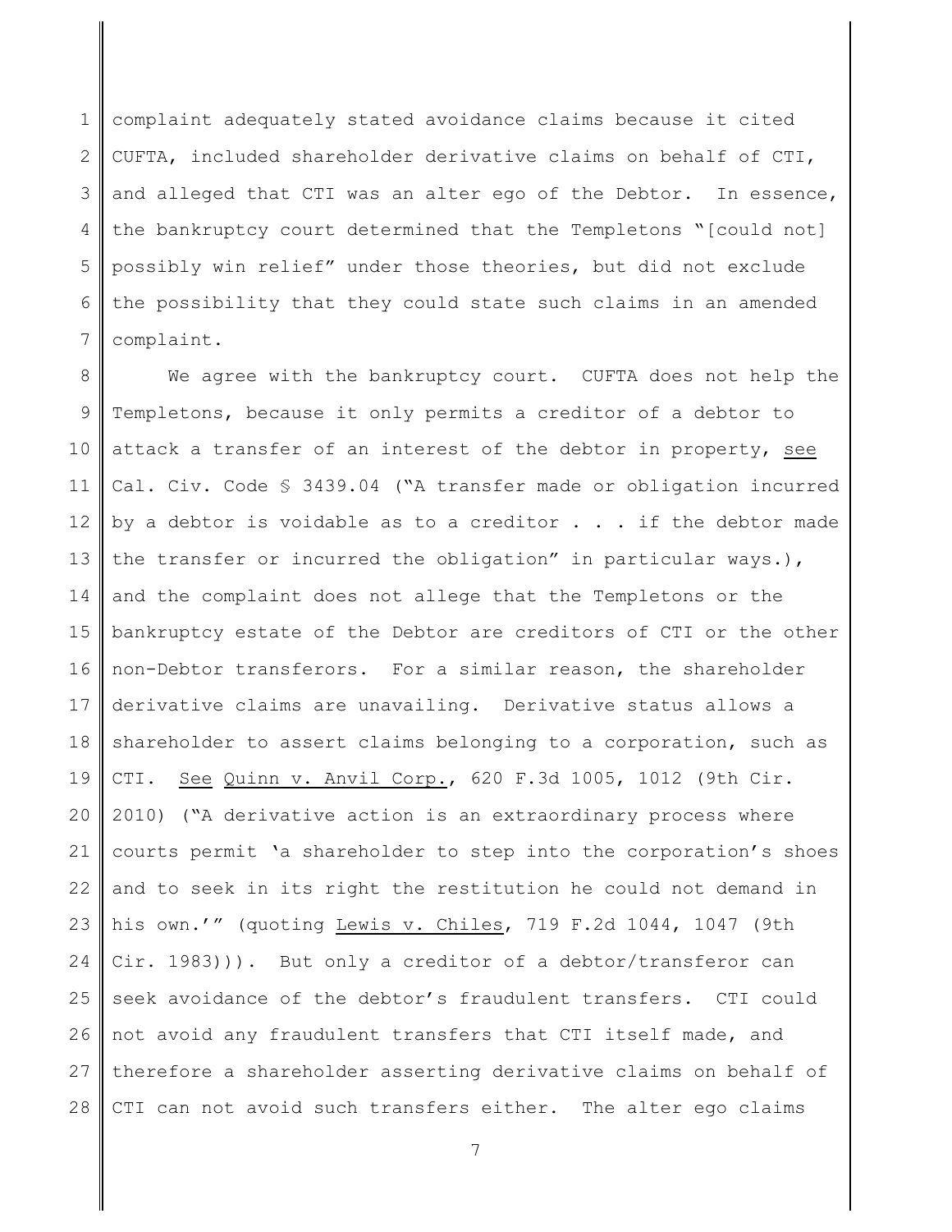complaint adequately stated avoidance claims because it cited CUFTA, included shareholder derivative claims on behalf of CTI, and alleged that CTI was an alter ego of the Debtor. In essence, the bankruptcy court determined that the Templetons "[could not] possibly win relief" under those theories, but did not exclude the possibility that they could state such claims in an amended complaint.

We agree with the bankruptcy court. CUFTA does not help the Templetons, because it only permits a creditor of a debtor to attack a transfer of an interest of the debtor in property, see Cal. Civ. Code § 3439.04 ("A transfer made or obligation incurred by a debtor is voidable as to a creditor . . . if the debtor made the transfer or incurred the obligation" in particular ways.), and the complaint does not allege that the Templetons or the bankruptcy estate of the Debtor are creditors of CTI or the other non-Debtor transferors. For a similar reason, the shareholder derivative claims are unavailing. Derivative status allows a shareholder to assert claims belonging to a corporation, such as CTI. See Quinn v. Anvil Corp., 620 F.3d 1005, 1012 (9th Cir. 2010) ("A derivative action is an extraordinary process where courts permit 'a shareholder to step into the corporation's shoes and to seek in its right the restitution he could not demand in his own.'" (quoting Lewis v. Chiles, 719 F.2d 1044, 1047 (9th Cir. 1983))). But only a creditor of a debtor/transferor can seek avoidance of the debtor's fraudulent transfers. CTI could not avoid any fraudulent transfers that CTI itself made, and therefore a shareholder asserting derivative claims on behalf of CTI can not avoid such transfers either. The alter ego claims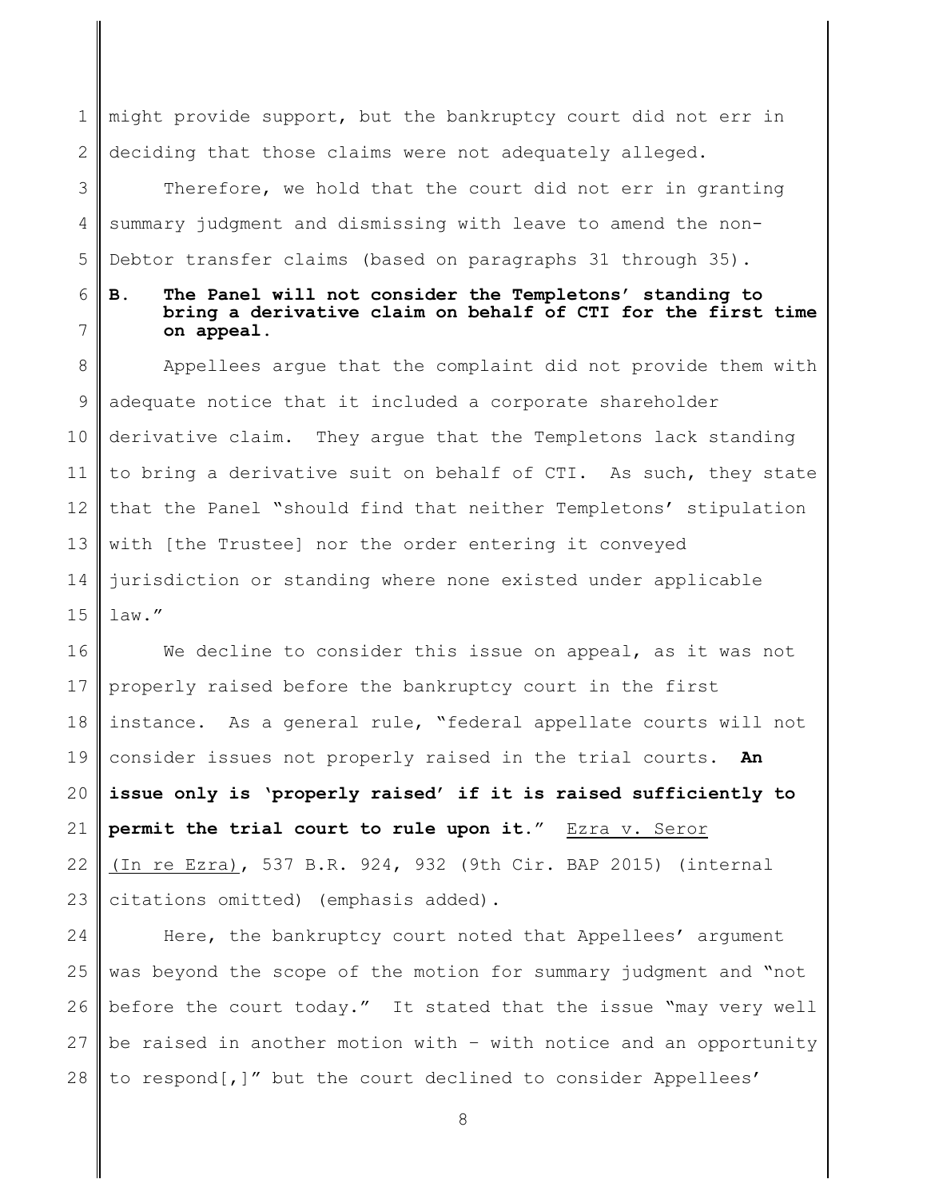might provide support, but the bankruptcy court did not err in deciding that those claims were not adequately alleged.

Therefore, we hold that the court did not err in granting summary judgment and dismissing with leave to amend the non-Debtor transfer claims (based on paragraphs 31 through 35).

**B. The Panel will not consider the Templetons' standing to bring a derivative claim on behalf of CTI for the first time on appeal.**

Appellees argue that the complaint did not provide them with adequate notice that it included a corporate shareholder derivative claim. They argue that the Templetons lack standing to bring a derivative suit on behalf of CTI. As such, they state that the Panel "should find that neither Templetons' stipulation with [the Trustee] nor the order entering it conveyed jurisdiction or standing where none existed under applicable law."

We decline to consider this issue on appeal, as it was not properly raised before the bankruptcy court in the first instance. As a general rule, "federal appellate courts will not consider issues not properly raised in the trial courts. **An issue only is 'properly raised' if it is raised sufficiently to permit the trial court to rule upon it.**" Ezra v. Seror (In re Ezra), 537 B.R. 924, 932 (9th Cir. BAP 2015) (internal citations omitted) (emphasis added).

Here, the bankruptcy court noted that Appellees' argument was beyond the scope of the motion for summary judgment and "not before the court today." It stated that the issue "may very well be raised in another motion with – with notice and an opportunity to respond[,]" but the court declined to consider Appellees'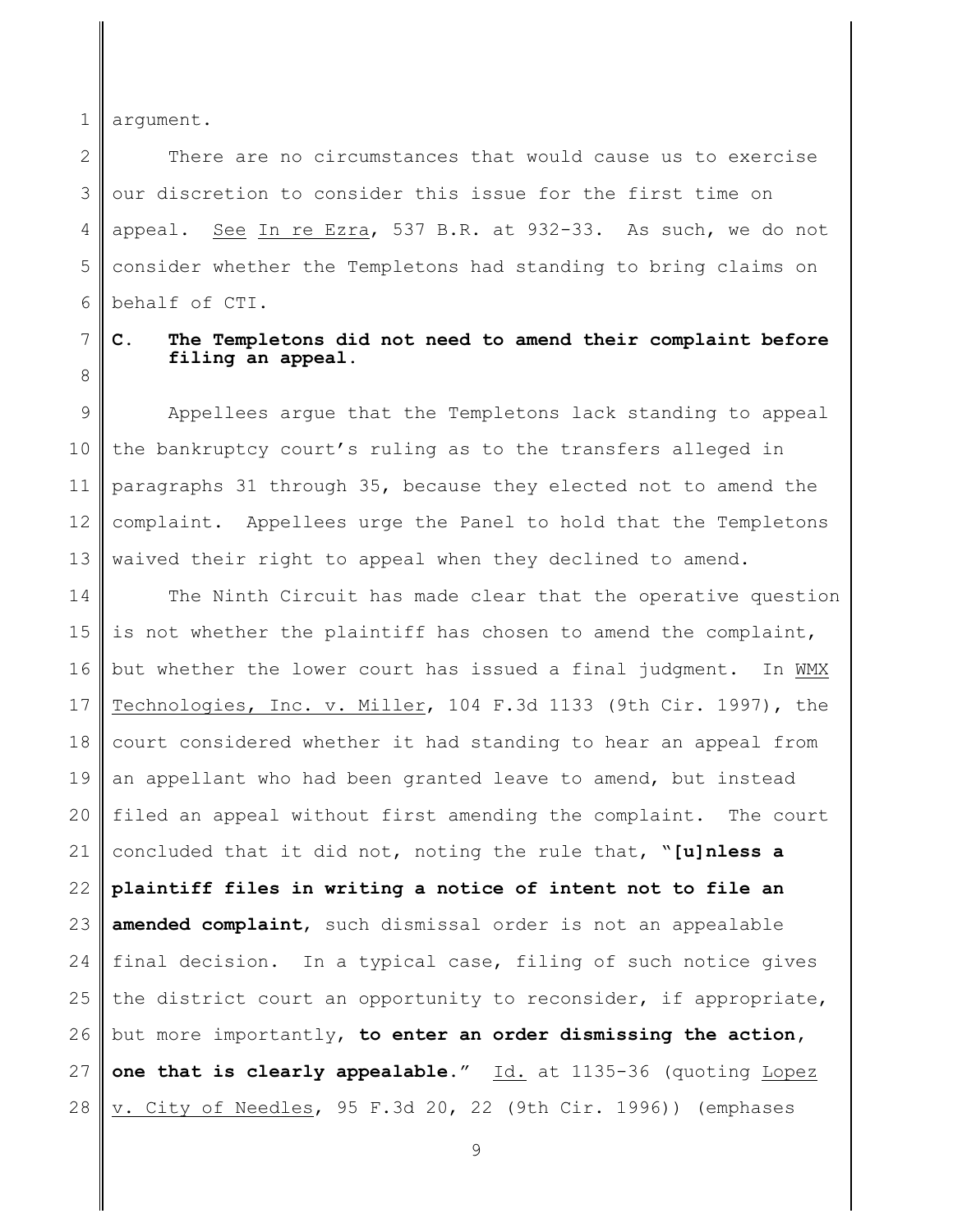argument.

There are no circumstances that would cause us to exercise our discretion to consider this issue for the first time on appeal. See In re Ezra, 537 B.R. at 932-33. As such, we do not consider whether the Templetons had standing to bring claims on behalf of CTI.

**C. The Templetons did not need to amend their complaint before filing an appeal.**

Appellees argue that the Templetons lack standing to appeal the bankruptcy court's ruling as to the transfers alleged in paragraphs 31 through 35, because they elected not to amend the complaint. Appellees urge the Panel to hold that the Templetons waived their right to appeal when they declined to amend.

The Ninth Circuit has made clear that the operative question is not whether the plaintiff has chosen to amend the complaint, but whether the lower court has issued a final judgment. In WMX Technologies, Inc. v. Miller, 104 F.3d 1133 (9th Cir. 1997), the court considered whether it had standing to hear an appeal from an appellant who had been granted leave to amend, but instead filed an appeal without first amending the complaint. The court concluded that it did not, noting the rule that, "**[u]nless a plaintiff files in writing a notice of intent not to file an amended complaint**, such dismissal order is not an appealable final decision. In a typical case, filing of such notice gives the district court an opportunity to reconsider, if appropriate, but more importantly, **to enter an order dismissing the action, one that is clearly appealable**." Id. at 1135-36 (quoting Lopez v. City of Needles, 95 F.3d 20, 22 (9th Cir. 1996)) (emphases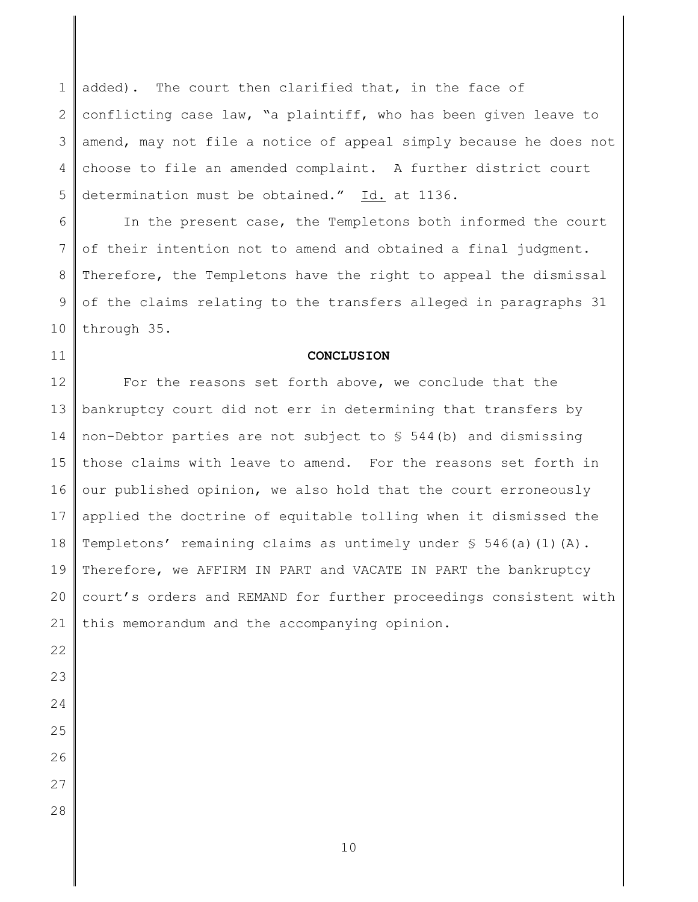added). The court then clarified that, in the face of conflicting case law, "a plaintiff, who has been given leave to amend, may not file a notice of appeal simply because he does not choose to file an amended complaint. A further district court determination must be obtained." Id. at 1136.

In the present case, the Templetons both informed the court of their intention not to amend and obtained a final judgment. Therefore, the Templetons have the right to appeal the dismissal of the claims relating to the transfers alleged in paragraphs 31 through 35.

**CONCLUSION**

For the reasons set forth above, we conclude that the bankruptcy court did not err in determining that transfers by non-Debtor parties are not subject to § 544(b) and dismissing those claims with leave to amend. For the reasons set forth in our published opinion, we also hold that the court erroneously applied the doctrine of equitable tolling when it dismissed the Templetons' remaining claims as untimely under § 546(a)(1)(A). Therefore, we AFFIRM IN PART and VACATE IN PART the bankruptcy court's orders and REMAND for further proceedings consistent with this memorandum and the accompanying opinion.